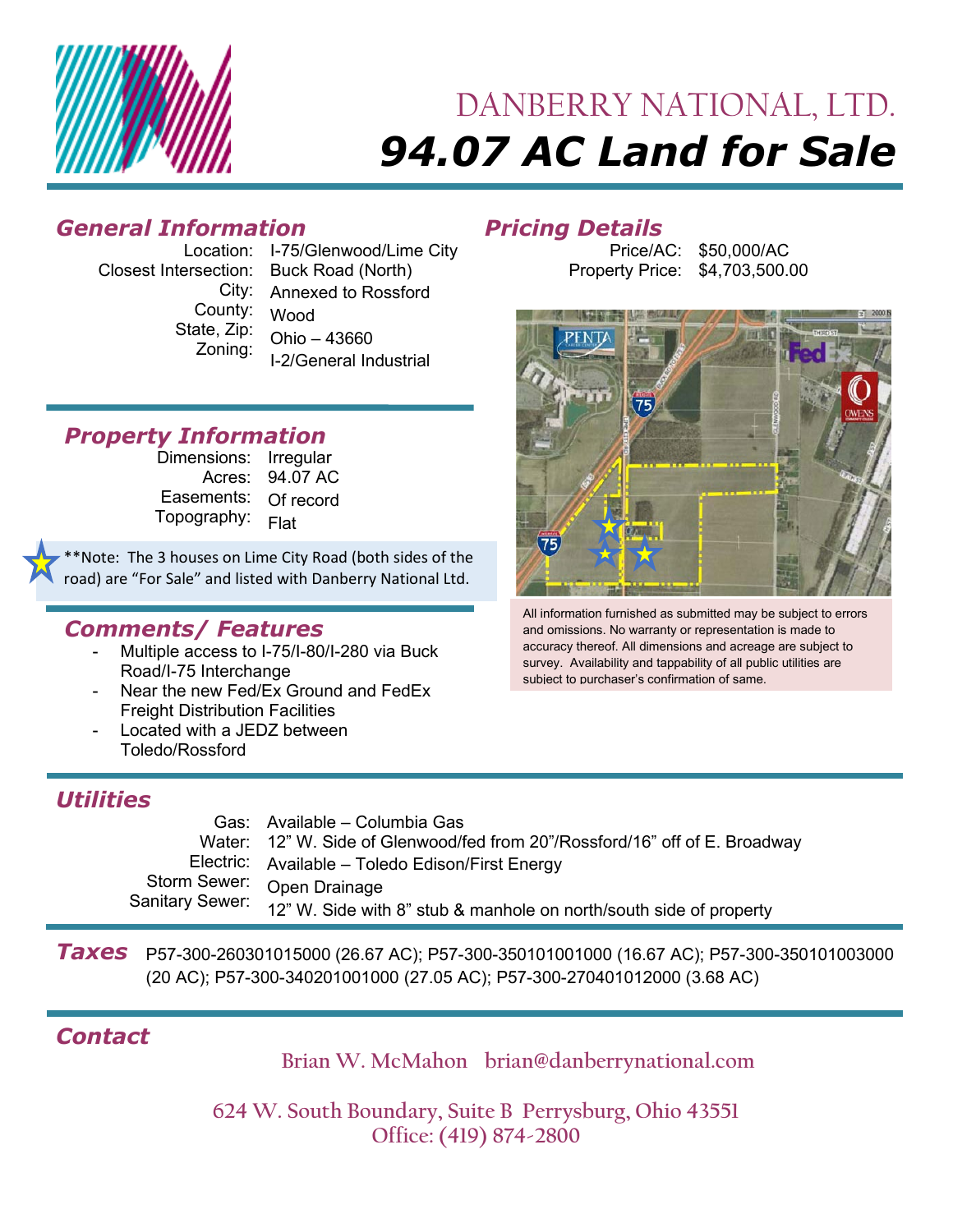# DANBERRY NATIONAL, LTD.

# *94.07 AC Land for Sale*

## *General Information*

Location: I-75/Glenwood/Lime City
Closest Intersection: Buck Road (North)
City: Annexed to Rossford
County: Wood
State, Zip: Ohio – 43660
Zoning: I-2/General Industrial

## *Pricing Details*

Price/AC: $50,000/AC
Property Price: $4,703,500.00

## *Property Information*

Dimensions: Irregular
Acres: 94.07 AC
Easements: Of record
Topography: Flat

**Note: The 3 houses on Lime City Road (both sides of the road) are "For Sale" and listed with Danberry National Ltd.

All information furnished as submitted may be subject to errors and omissions. No warranty or representation is made to accuracy thereof. All dimensions and acreage are subject to survey. Availability and tappability of all public utilities are subject to purchaser's confirmation of same.

## *Comments/ Features*

- Multiple access to I-75/I-80/I-280 via Buck Road/I-75 Interchange
- Near the new Fed/Ex Ground and FedEx Freight Distribution Facilities
- Located with a JEDZ between Toledo/Rossford

## *Utilities*

Gas: Available – Columbia Gas
Water: 12" W. Side of Glenwood/fed from 20"/Rossford/16" off of E. Broadway
Electric: Available – Toledo Edison/First Energy
Storm Sewer: Open Drainage
Sanitary Sewer: 12" W. Side with 8" stub & manhole on north/south side of property

## *Taxes*

P57-300-260301015000 (26.67 AC); P57-300-350101001000 (16.67 AC); P57-300-350101003000 (20 AC); P57-300-340201001000 (27.05 AC); P57-300-270401012000 (3.68 AC)

## *Contact*

Brian W. McMahon brian@danberrynational.com

624 W. South Boundary, Suite B Perrysburg, Ohio 43551
Office: (419) 874-2800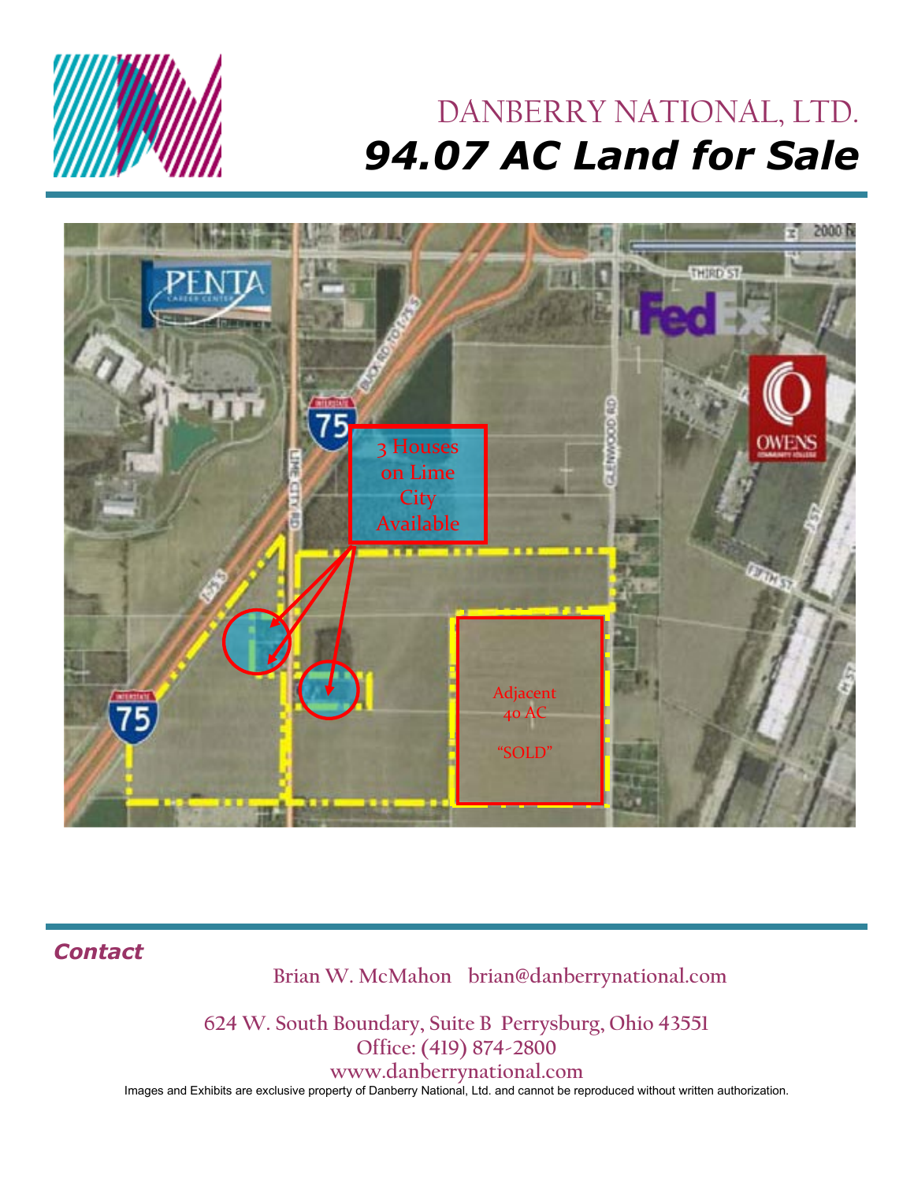# DANBERRY NATIONAL, LTD.

## ***94.07 AC Land for Sale***

PENTA CAREER CENTER

FedEx

OWENS COMMUNITY COLLEGE

3 Houses on Lime City Available

Adjacent 40 AC

"SOLD"

### *Contact*

Brian W. McMahon brian@danberrynational.com

624 W. South Boundary, Suite B Perrysburg, Ohio 43551
Office: (419) 874-2800
www.danberrynational.com

Images and Exhibits are exclusive property of Danberry National, Ltd. and cannot be reproduced without written authorization.